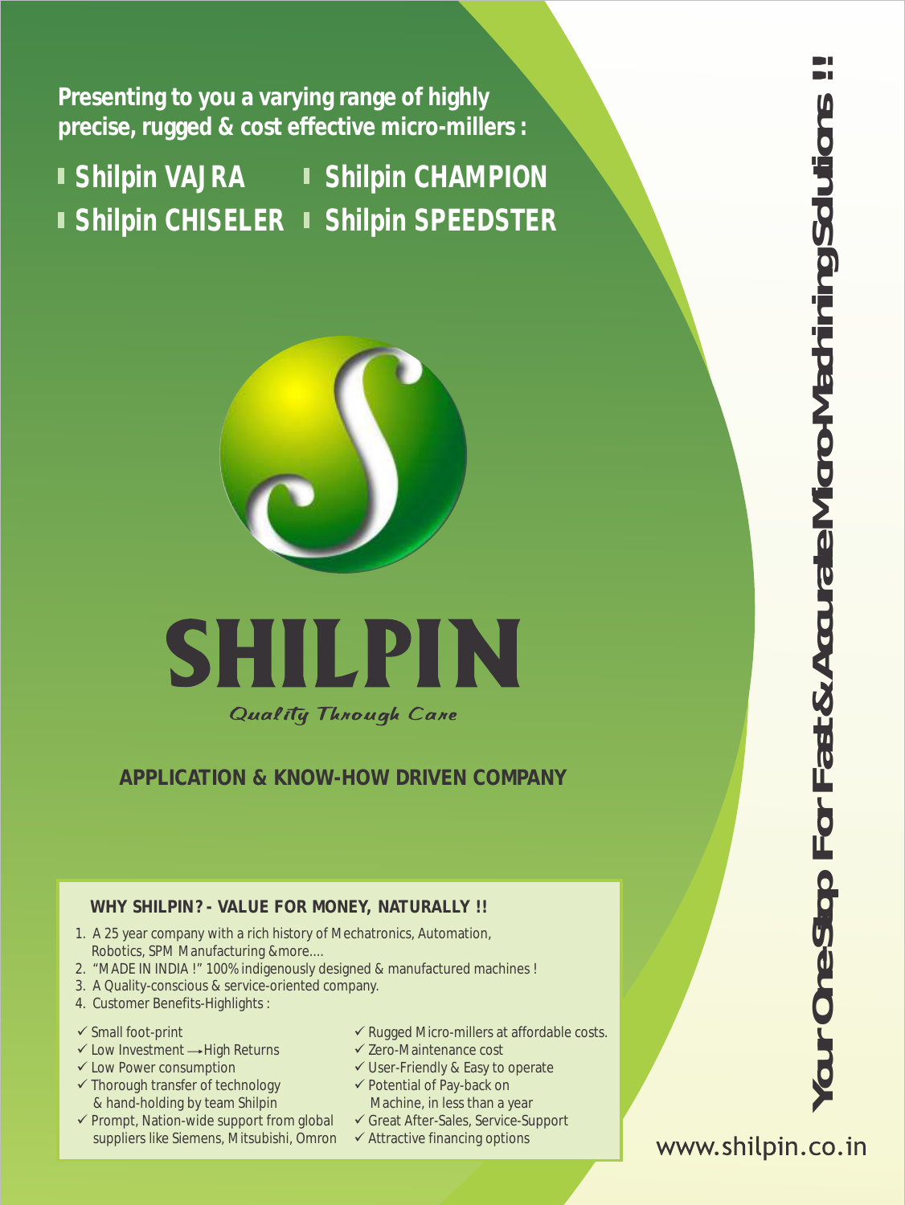**Presenting to you a varying range of highly precise, rugged & cost effective micro-millers :**

- **Shilpin VAJRA**
- **Shilpin CHAMPION**
- **Shilpin CHISELER**
- **Shilpin SPEEDSTER**

# SHILPIN

*Quality Through Care*

## APPLICATION & KNOW-HOW DRIVEN COMPANY

**Your One Stop For Fast & Accurate Micro Machining Solutions !!**

### WHY SHILPIN? - VALUE FOR MONEY, NATURALLY !!

1. A 25 year company with a rich history of Mechatronics, Automation, Robotics, SPM Manufacturing &more....
2. "MADE IN INDIA !" 100% indigenously designed & manufactured machines !
3. A Quality-conscious & service-oriented company.
4. Customer Benefits-Highlights :

- ✓ Small foot-print
- ✓ Low Investment → High Returns
- ✓ Low Power consumption
- ✓ Thorough transfer of technology & hand-holding by team Shilpin
- ✓ Prompt, Nation-wide support from global suppliers like Siemens, Mitsubishi, Omron
- ✓ Rugged Micro-millers at affordable costs.
- ✓ Zero-Maintenance cost
- ✓ User-Friendly & Easy to operate
- ✓ Potential of Pay-back on Machine, in less than a year
- ✓ Great After-Sales, Service-Support
- ✓ Attractive financing options

www.shilpin.co.in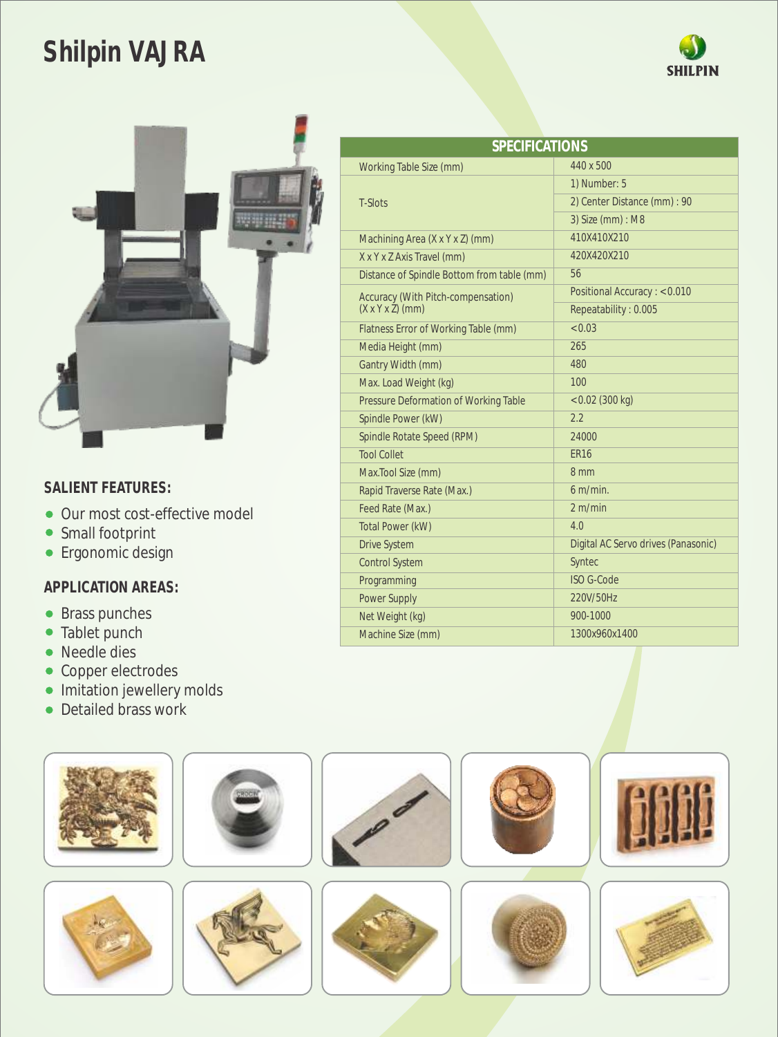# Shilpin VAJRA

## SPECIFICATIONS

| SPECIFICATIONS | |
|---|---|
| Working Table Size (mm) | 440 x 500 |
| T-Slots | 1) Number: 5 |
| | 2) Center Distance (mm) : 90 |
| | 3) Size (mm) : M8 |
| Machining Area (X x Y x Z) (mm) | 410X410X210 |
| X x Y x Z Axis Travel (mm) | 420X420X210 |
| Distance of Spindle Bottom from table (mm) | 56 |
| Accuracy (With Pitch-compensation) (X x Y x Z) (mm) | Positional Accuracy : <0.010 |
| | Repeatability : 0.005 |
| Flatness Error of Working Table (mm) | <0.03 |
| Media Height (mm) | 265 |
| Gantry Width (mm) | 480 |
| Max. Load Weight (kg) | 100 |
| Pressure Deformation of Working Table | <0.02 (300 kg) |
| Spindle Power (kW) | 2.2 |
| Spindle Rotate Speed (RPM) | 24000 |
| Tool Collet | ER16 |
| Max.Tool Size (mm) | 8 mm |
| Rapid Traverse Rate (Max.) | 6 m/min. |
| Feed Rate (Max.) | 2 m/min |
| Total Power (kW) | 4.0 |
| Drive System | Digital AC Servo drives (Panasonic) |
| Control System | Syntec |
| Programming | ISO G-Code |
| Power Supply | 220V/50Hz |
| Net Weight (kg) | 900-1000 |
| Machine Size (mm) | 1300x960x1400 |

### SALIENT FEATURES:

- Our most cost-effective model
- Small footprint
- Ergonomic design

### APPLICATION AREAS:

- Brass punches
- Tablet punch
- Needle dies
- Copper electrodes
- Imitation jewellery molds
- Detailed brass work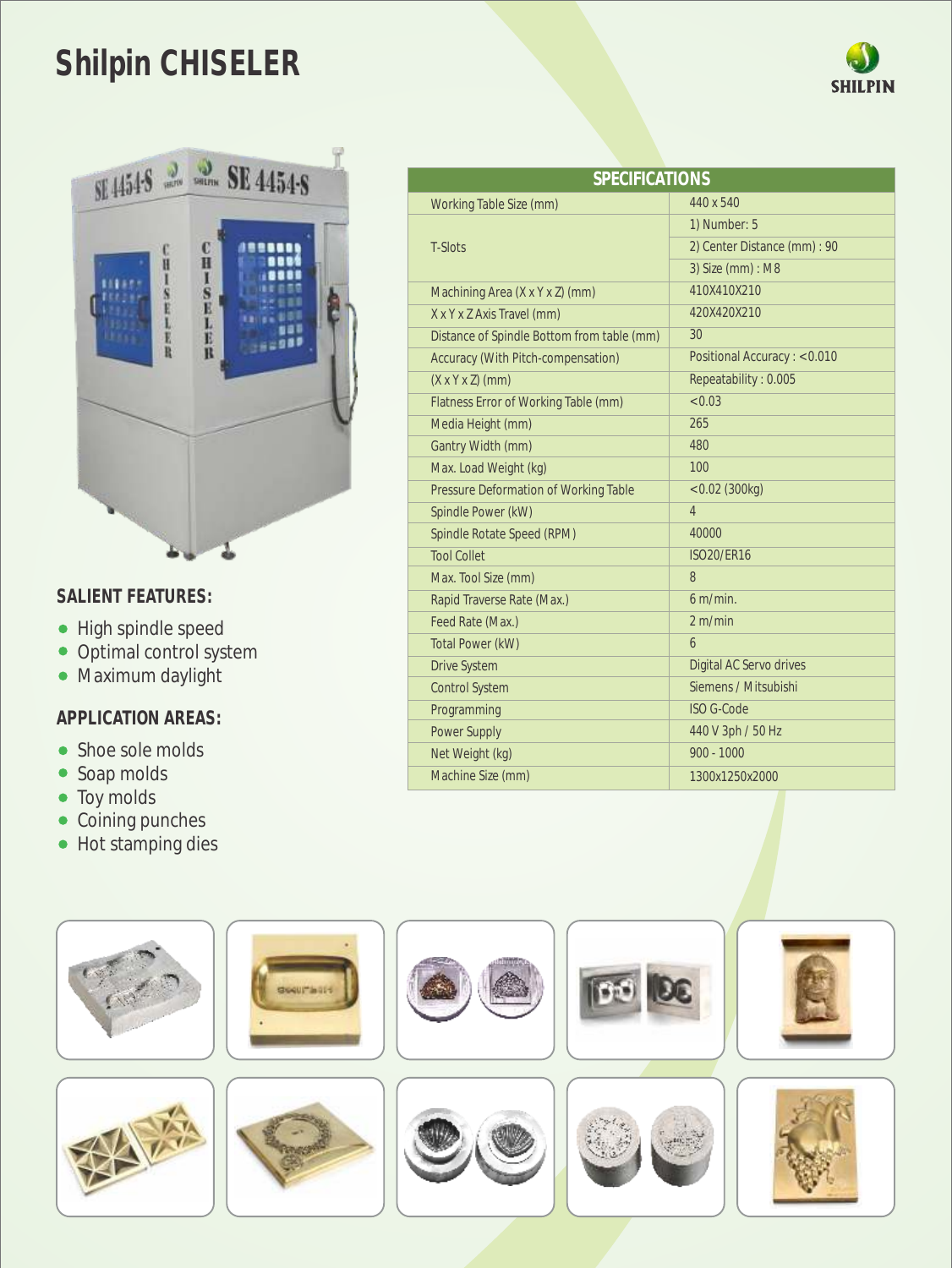# Shilpin CHISELER

SHILPIN

## SALIENT FEATURES:

- High spindle speed
- Optimal control system
- Maximum daylight

## APPLICATION AREAS:

- Shoe sole molds
- Soap molds
- Toy molds
- Coining punches
- Hot stamping dies

| SPECIFICATIONS | |
|---|---|
| Working Table Size (mm) | 440 x 540 |
| T-Slots | 1) Number: 5 |
| | 2) Center Distance (mm) : 90 |
| | 3) Size (mm) : M8 |
| Machining Area (X x Y x Z) (mm) | 410X410X210 |
| X x Y x Z Axis Travel (mm) | 420X420X210 |
| Distance of Spindle Bottom from table (mm) | 30 |
| Accuracy (With Pitch-compensation) | Positional Accuracy : <0.010 |
| (X x Y x Z) (mm) | Repeatability : 0.005 |
| Flatness Error of Working Table (mm) | <0.03 |
| Media Height (mm) | 265 |
| Gantry Width (mm) | 480 |
| Max. Load Weight (kg) | 100 |
| Pressure Deformation of Working Table | <0.02 (300kg) |
| Spindle Power (kW) | 4 |
| Spindle Rotate Speed (RPM) | 40000 |
| Tool Collet | ISO20/ER16 |
| Max. Tool Size (mm) | 8 |
| Rapid Traverse Rate (Max.) | 6 m/min. |
| Feed Rate (Max.) | 2 m/min |
| Total Power (kW) | 6 |
| Drive System | Digital AC Servo drives |
| Control System | Siemens / Mitsubishi |
| Programming | ISO G-Code |
| Power Supply | 440 V 3ph / 50 Hz |
| Net Weight (kg) | 900 - 1000 |
| Machine Size (mm) | 1300x1250x2000 |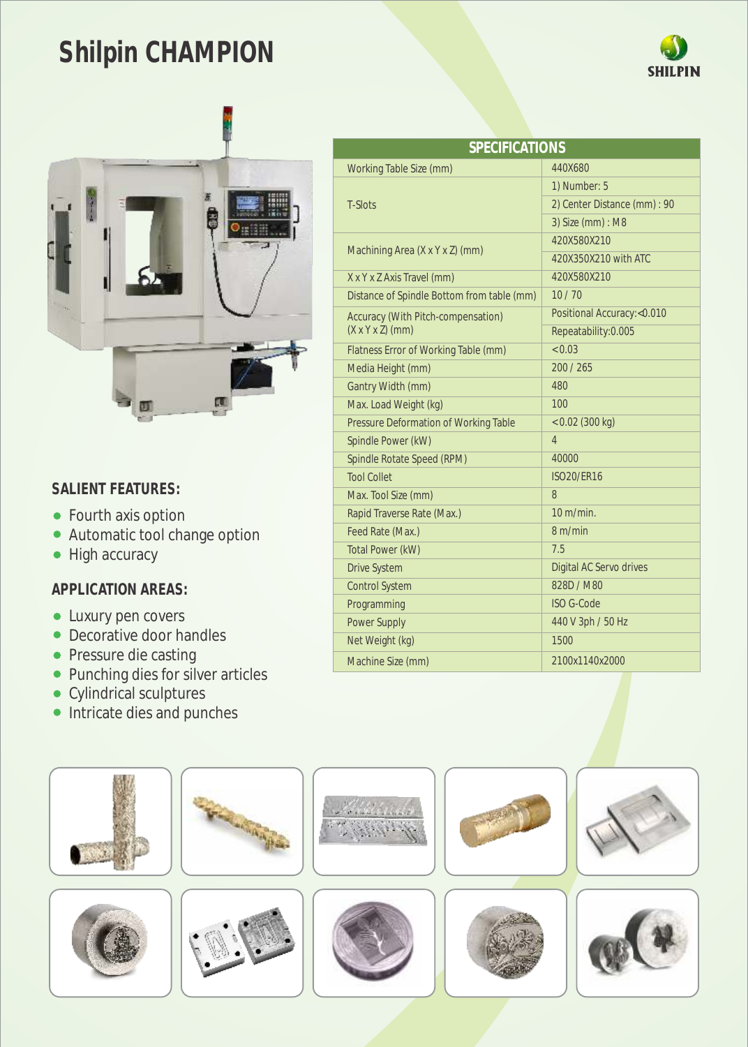# Shilpin CHAMPION

SHILPIN

| SPECIFICATIONS | | |
|---|---|---|
| Working Table Size (mm) | 440X680 | |
| T-Slots | 1) Number: 5 | |
| | 2) Center Distance (mm) : 90 | |
| | 3) Size (mm) : M8 | |
| Machining Area (X x Y x Z) (mm) | 420X580X210 | |
| | 420X350X210 with ATC | |
| X x Y x Z Axis Travel (mm) | 420X580X210 | |
| Distance of Spindle Bottom from table (mm) | 10 / 70 | |
| Accuracy (With Pitch-compensation) (X x Y x Z) (mm) | Positional Accuracy:<0.010 | |
| | Repeatability:0.005 | |
| Flatness Error of Working Table (mm) | <0.03 | |
| Media Height (mm) | 200 / 265 | |
| Gantry Width (mm) | 480 | |
| Max. Load Weight (kg) | 100 | |
| Pressure Deformation of Working Table | <0.02 (300 kg) | |
| Spindle Power (kW) | 4 | |
| Spindle Rotate Speed (RPM) | 40000 | |
| Tool Collet | ISO20/ER16 | |
| Max. Tool Size (mm) | 8 | |
| Rapid Traverse Rate (Max.) | 10 m/min. | |
| Feed Rate (Max.) | 8 m/min | |
| Total Power (kW) | 7.5 | |
| Drive System | Digital AC Servo drives | |
| Control System | 828D / M80 | |
| Programming | ISO G-Code | |
| Power Supply | 440 V 3ph / 50 Hz | |
| Net Weight (kg) | 1500 | |
| Machine Size (mm) | 2100x1140x2000 | |

## SALIENT FEATURES:

- Fourth axis option
- Automatic tool change option
- High accuracy

## APPLICATION AREAS:

- Luxury pen covers
- Decorative door handles
- Pressure die casting
- Punching dies for silver articles
- Cylindrical sculptures
- Intricate dies and punches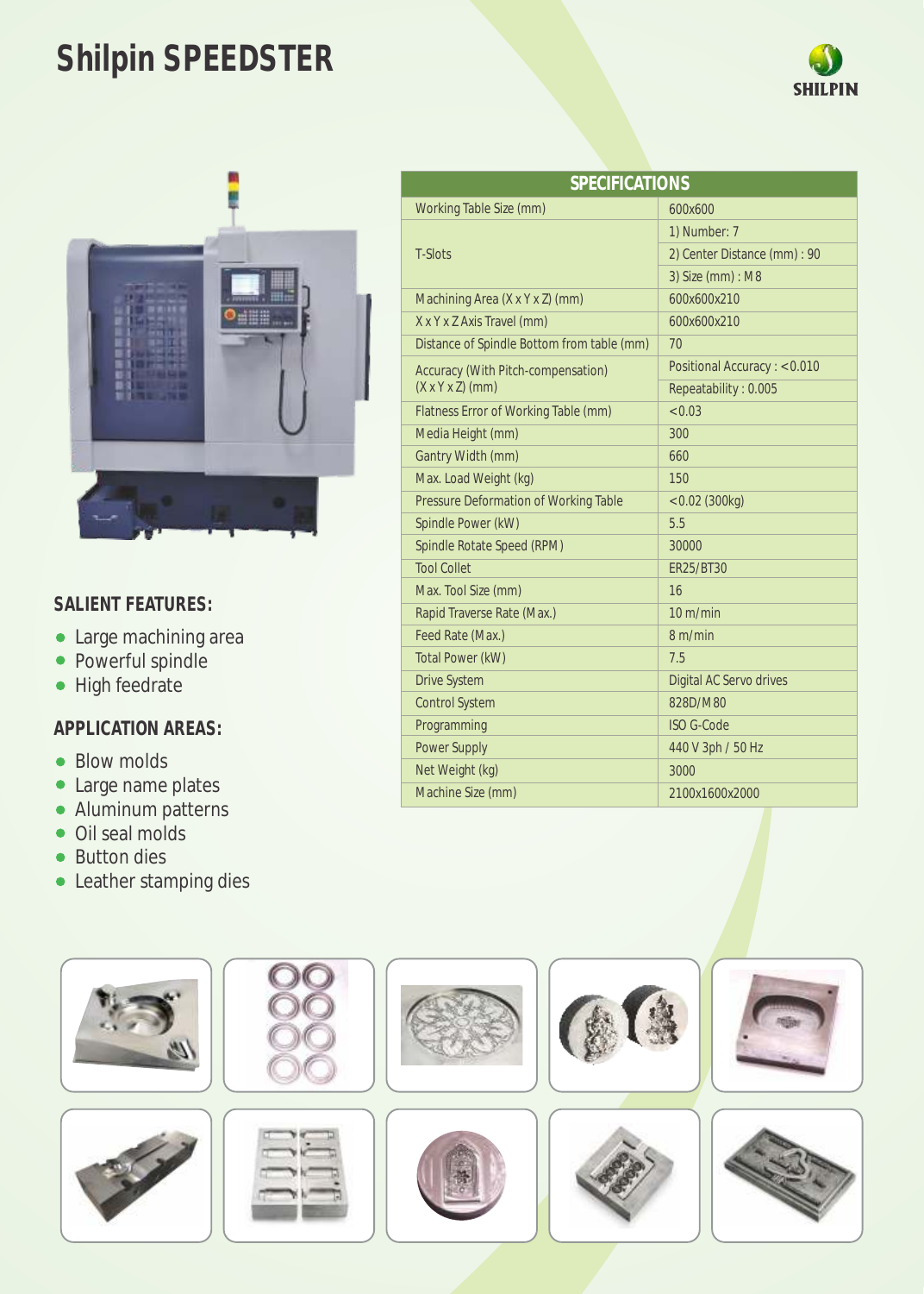# Shilpin SPEEDSTER

SHILPIN

| SPECIFICATIONS | |
|---|---|
| Working Table Size (mm) | 600x600 |
| T-Slots | 1) Number: 7 |
| | 2) Center Distance (mm) : 90 |
| | 3) Size (mm) : M8 |
| Machining Area (X x Y x Z) (mm) | 600x600x210 |
| X x Y x Z Axis Travel (mm) | 600x600x210 |
| Distance of Spindle Bottom from table (mm) | 70 |
| Accuracy (With Pitch-compensation) (X x Y x Z) (mm) | Positional Accuracy : <0.010 |
| | Repeatability : 0.005 |
| Flatness Error of Working Table (mm) | <0.03 |
| Media Height (mm) | 300 |
| Gantry Width (mm) | 660 |
| Max. Load Weight (kg) | 150 |
| Pressure Deformation of Working Table | <0.02 (300kg) |
| Spindle Power (kW) | 5.5 |
| Spindle Rotate Speed (RPM) | 30000 |
| Tool Collet | ER25/BT30 |
| Max. Tool Size (mm) | 16 |
| Rapid Traverse Rate (Max.) | 10 m/min |
| Feed Rate (Max.) | 8 m/min |
| Total Power (kW) | 7.5 |
| Drive System | Digital AC Servo drives |
| Control System | 828D/M80 |
| Programming | ISO G-Code |
| Power Supply | 440 V 3ph / 50 Hz |
| Net Weight (kg) | 3000 |
| Machine Size (mm) | 2100x1600x2000 |

## SALIENT FEATURES:

- Large machining area
- Powerful spindle
- High feedrate

## APPLICATION AREAS:

- Blow molds
- Large name plates
- Aluminum patterns
- Oil seal molds
- Button dies
- Leather stamping dies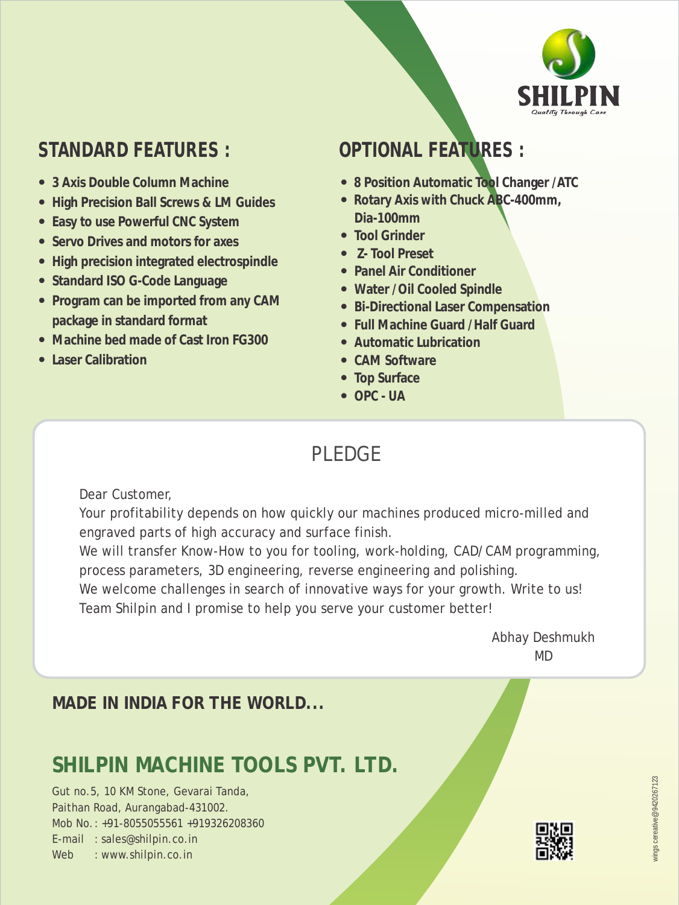SHILPIN

*Quality Through Care*

## STANDARD FEATURES :

- 3 Axis Double Column Machine
- High Precision Ball Screws & LM Guides
- Easy to use Powerful CNC System
- Servo Drives and motors for axes
- High precision integrated electrospindle
- Standard ISO G-Code Language
- Program can be imported from any CAM package in standard format
- Machine bed made of Cast Iron FG300
- Laser Calibration

## OPTIONAL FEATURES :

- 8 Position Automatic Tool Changer / ATC
- Rotary Axis with Chuck ABC-400mm, Dia-100mm
- Tool Grinder
- Z- Tool Preset
- Panel Air Conditioner
- Water / Oil Cooled Spindle
- Bi-Directional Laser Compensation
- Full Machine Guard / Half Guard
- Automatic Lubrication
- CAM Software
- Top Surface
- OPC - UA

## PLEDGE

Dear Customer,
Your profitability depends on how quickly our machines produced micro-milled and engraved parts of high accuracy and surface finish.
We will transfer Know-How to you for tooling, work-holding, CAD/CAM programming, process parameters, 3D engineering, reverse engineering and polishing.
We welcome challenges in search of innovative ways for your growth. Write to us!
Team Shilpin and I promise to help you serve your customer better!

Abhay Deshmukh
MD

**MADE IN INDIA FOR THE WORLD...**

## SHILPIN MACHINE TOOLS PVT. LTD.

Gut no.5, 10 KM Stone, Gevarai Tanda,
Paithan Road, Aurangabad-431002.
Mob No. : +91-8055055561 +919326208360
E-mail : sales@shilpin.co.in
Web : www.shilpin.co.in

wings cereative@9420267123